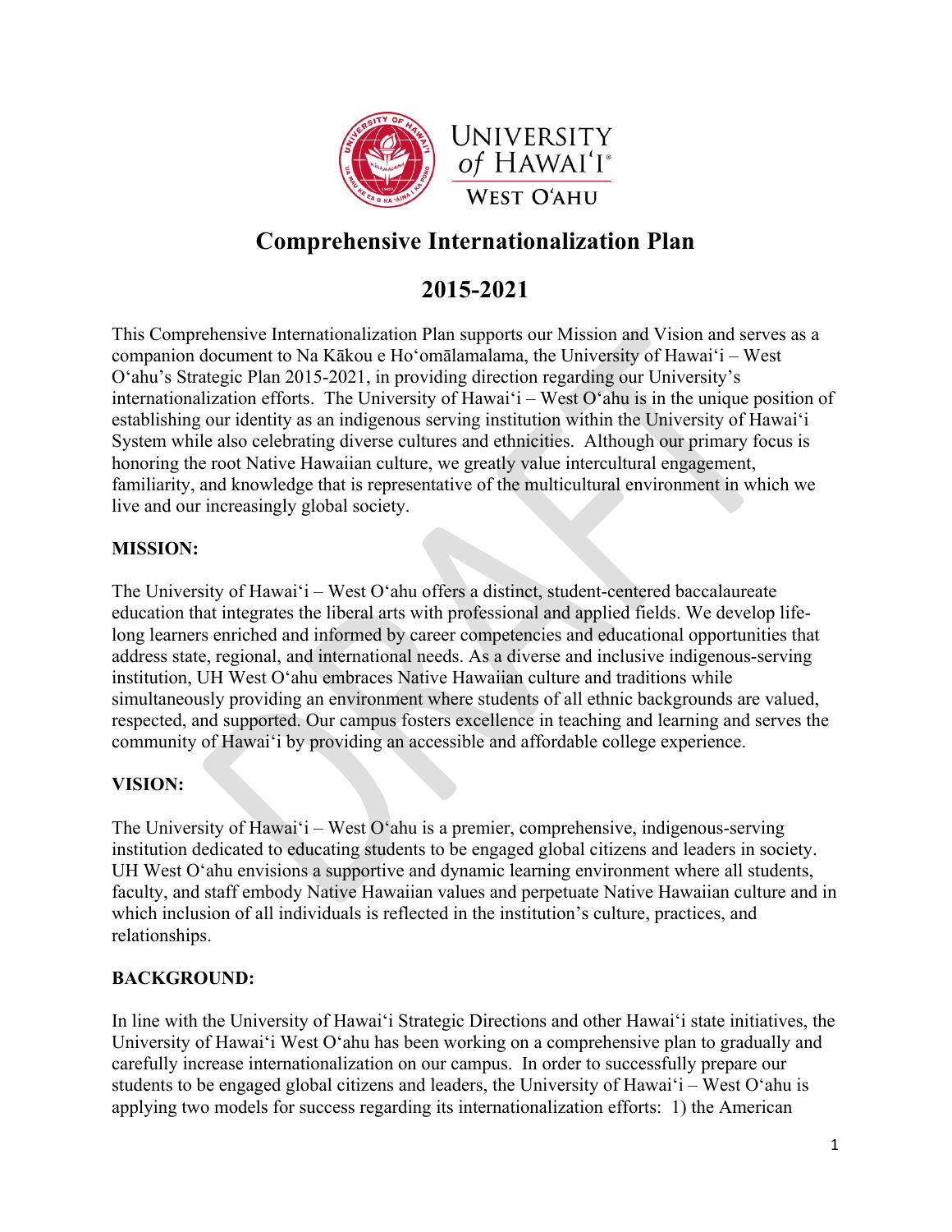# Comprehensive Internationalization Plan

# 2015-2021

This Comprehensive Internationalization Plan supports our Mission and Vision and serves as a companion document to Na Kākou e Hoʻomālamalama, the University of Hawaiʻi – West Oʻahu's Strategic Plan 2015-2021, in providing direction regarding our University's internationalization efforts. The University of Hawaiʻi – West Oʻahu is in the unique position of establishing our identity as an indigenous serving institution within the University of Hawaiʻi System while also celebrating diverse cultures and ethnicities. Although our primary focus is honoring the root Native Hawaiian culture, we greatly value intercultural engagement, familiarity, and knowledge that is representative of the multicultural environment in which we live and our increasingly global society.

**MISSION:**

The University of Hawaiʻi – West Oʻahu offers a distinct, student-centered baccalaureate education that integrates the liberal arts with professional and applied fields. We develop life-long learners enriched and informed by career competencies and educational opportunities that address state, regional, and international needs. As a diverse and inclusive indigenous-serving institution, UH West Oʻahu embraces Native Hawaiian culture and traditions while simultaneously providing an environment where students of all ethnic backgrounds are valued, respected, and supported. Our campus fosters excellence in teaching and learning and serves the community of Hawaiʻi by providing an accessible and affordable college experience.

**VISION:**

The University of Hawaiʻi – West Oʻahu is a premier, comprehensive, indigenous-serving institution dedicated to educating students to be engaged global citizens and leaders in society. UH West Oʻahu envisions a supportive and dynamic learning environment where all students, faculty, and staff embody Native Hawaiian values and perpetuate Native Hawaiian culture and in which inclusion of all individuals is reflected in the institution's culture, practices, and relationships.

**BACKGROUND:**

In line with the University of Hawaiʻi Strategic Directions and other Hawaiʻi state initiatives, the University of Hawaiʻi West Oʻahu has been working on a comprehensive plan to gradually and carefully increase internationalization on our campus. In order to successfully prepare our students to be engaged global citizens and leaders, the University of Hawaiʻi – West Oʻahu is applying two models for success regarding its internationalization efforts: 1) the American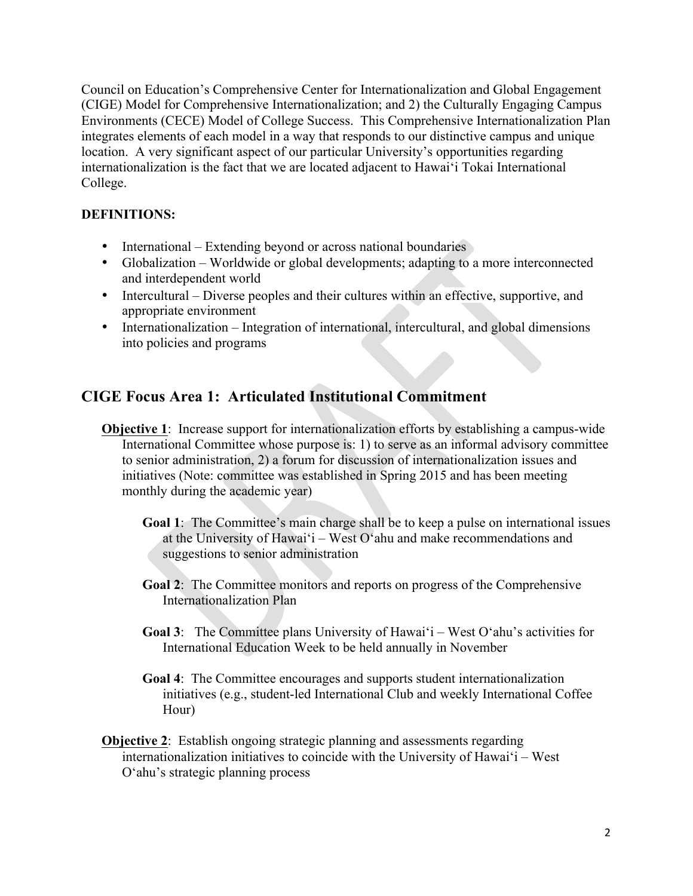Council on Education's Comprehensive Center for Internationalization and Global Engagement (CIGE) Model for Comprehensive Internationalization; and 2) the Culturally Engaging Campus Environments (CECE) Model of College Success. This Comprehensive Internationalization Plan integrates elements of each model in a way that responds to our distinctive campus and unique location. A very significant aspect of our particular University's opportunities regarding internationalization is the fact that we are located adjacent to Hawaiʻi Tokai International College.

**DEFINITIONS:**

- International – Extending beyond or across national boundaries
- Globalization – Worldwide or global developments; adapting to a more interconnected and interdependent world
- Intercultural – Diverse peoples and their cultures within an effective, supportive, and appropriate environment
- Internationalization – Integration of international, intercultural, and global dimensions into policies and programs

## CIGE Focus Area 1: Articulated Institutional Commitment

**Objective 1**: Increase support for internationalization efforts by establishing a campus-wide International Committee whose purpose is: 1) to serve as an informal advisory committee to senior administration, 2) a forum for discussion of internationalization issues and initiatives (Note: committee was established in Spring 2015 and has been meeting monthly during the academic year)

**Goal 1**: The Committee's main charge shall be to keep a pulse on international issues at the University of Hawaiʻi – West Oʻahu and make recommendations and suggestions to senior administration

**Goal 2**: The Committee monitors and reports on progress of the Comprehensive Internationalization Plan

**Goal 3**: The Committee plans University of Hawaiʻi – West Oʻahu's activities for International Education Week to be held annually in November

**Goal 4**: The Committee encourages and supports student internationalization initiatives (e.g., student-led International Club and weekly International Coffee Hour)

**Objective 2**: Establish ongoing strategic planning and assessments regarding internationalization initiatives to coincide with the University of Hawaiʻi – West Oʻahu's strategic planning process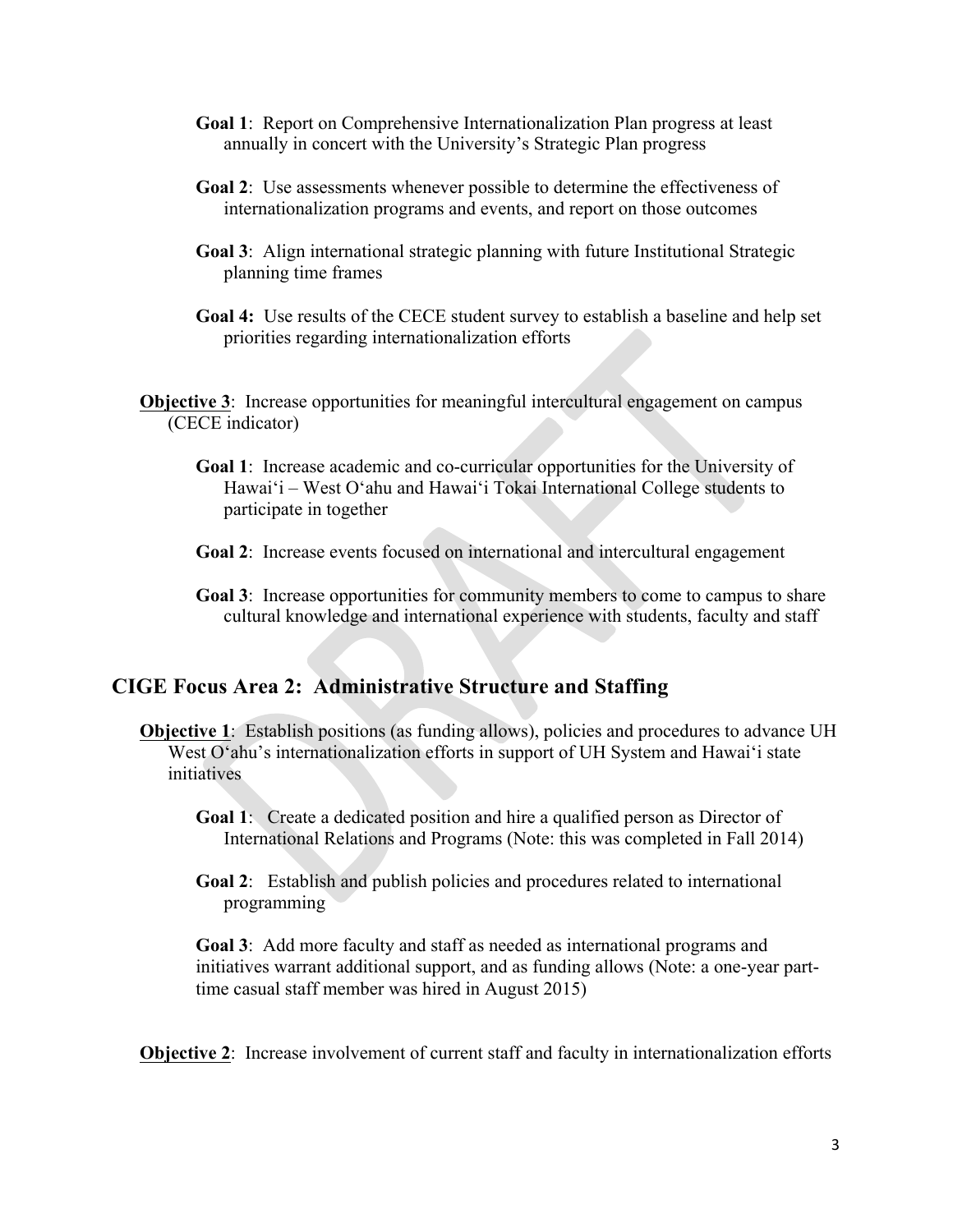**Goal 1**: Report on Comprehensive Internationalization Plan progress at least annually in concert with the University's Strategic Plan progress

**Goal 2**: Use assessments whenever possible to determine the effectiveness of internationalization programs and events, and report on those outcomes

**Goal 3**: Align international strategic planning with future Institutional Strategic planning time frames

**Goal 4:** Use results of the CECE student survey to establish a baseline and help set priorities regarding internationalization efforts

**Objective 3**: Increase opportunities for meaningful intercultural engagement on campus (CECE indicator)

**Goal 1**: Increase academic and co-curricular opportunities for the University of Hawaiʻi – West Oʻahu and Hawaiʻi Tokai International College students to participate in together

**Goal 2**: Increase events focused on international and intercultural engagement

**Goal 3**: Increase opportunities for community members to come to campus to share cultural knowledge and international experience with students, faculty and staff

## CIGE Focus Area 2: Administrative Structure and Staffing

**Objective 1**: Establish positions (as funding allows), policies and procedures to advance UH West Oʻahu's internationalization efforts in support of UH System and Hawaiʻi state initiatives

**Goal 1**: Create a dedicated position and hire a qualified person as Director of International Relations and Programs (Note: this was completed in Fall 2014)

**Goal 2**: Establish and publish policies and procedures related to international programming

**Goal 3**: Add more faculty and staff as needed as international programs and initiatives warrant additional support, and as funding allows (Note: a one-year part-time casual staff member was hired in August 2015)

**Objective 2**: Increase involvement of current staff and faculty in internationalization efforts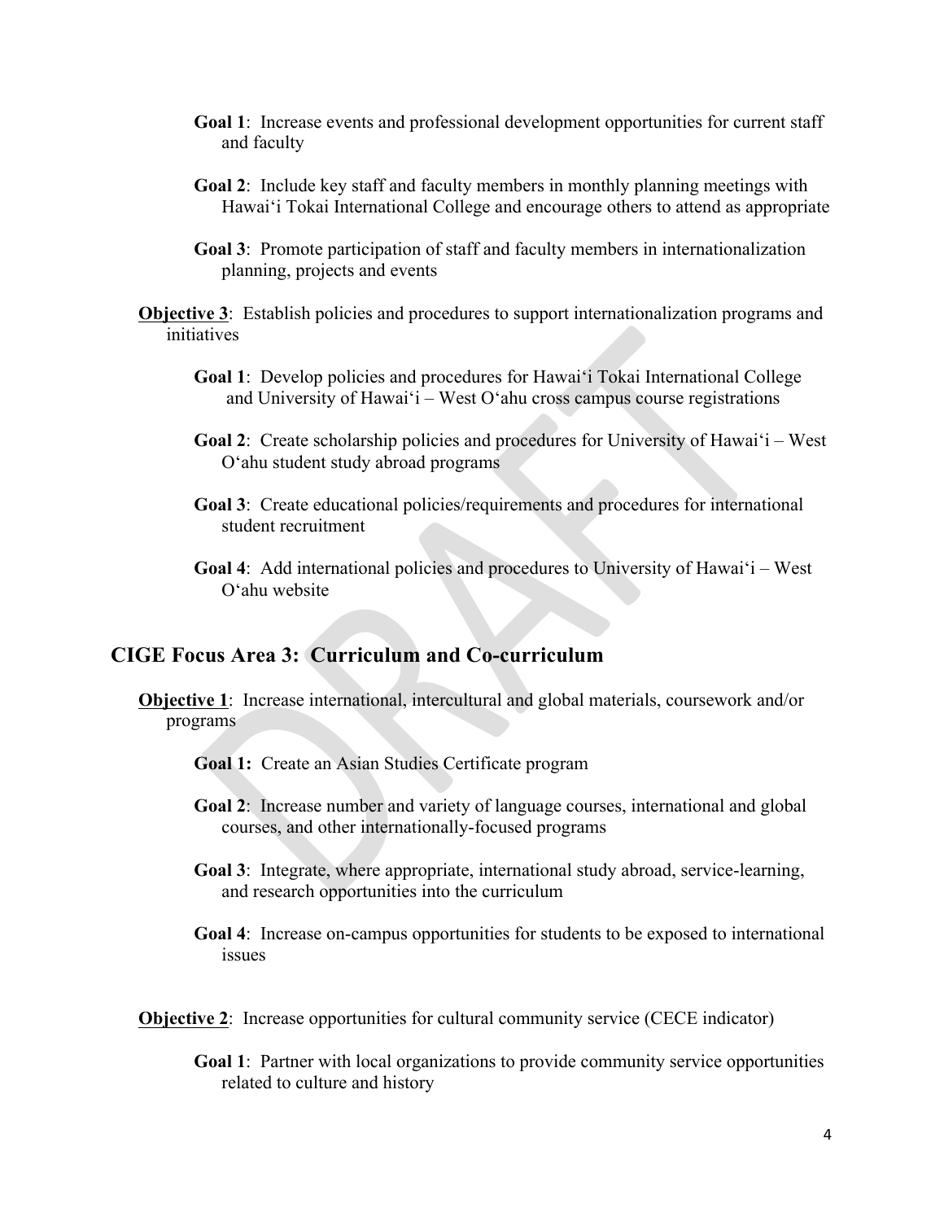**Goal 1**: Increase events and professional development opportunities for current staff and faculty

**Goal 2**: Include key staff and faculty members in monthly planning meetings with Hawaiʻi Tokai International College and encourage others to attend as appropriate

**Goal 3**: Promote participation of staff and faculty members in internationalization planning, projects and events

**Objective 3**: Establish policies and procedures to support internationalization programs and initiatives

**Goal 1**: Develop policies and procedures for Hawaiʻi Tokai International College and University of Hawaiʻi – West Oʻahu cross campus course registrations

**Goal 2**: Create scholarship policies and procedures for University of Hawaiʻi – West Oʻahu student study abroad programs

**Goal 3**: Create educational policies/requirements and procedures for international student recruitment

**Goal 4**: Add international policies and procedures to University of Hawaiʻi – West Oʻahu website

## CIGE Focus Area 3: Curriculum and Co-curriculum

**Objective 1**: Increase international, intercultural and global materials, coursework and/or programs

**Goal 1:** Create an Asian Studies Certificate program

**Goal 2**: Increase number and variety of language courses, international and global courses, and other internationally-focused programs

**Goal 3**: Integrate, where appropriate, international study abroad, service-learning, and research opportunities into the curriculum

**Goal 4**: Increase on-campus opportunities for students to be exposed to international issues

**Objective 2**: Increase opportunities for cultural community service (CECE indicator)

**Goal 1**: Partner with local organizations to provide community service opportunities related to culture and history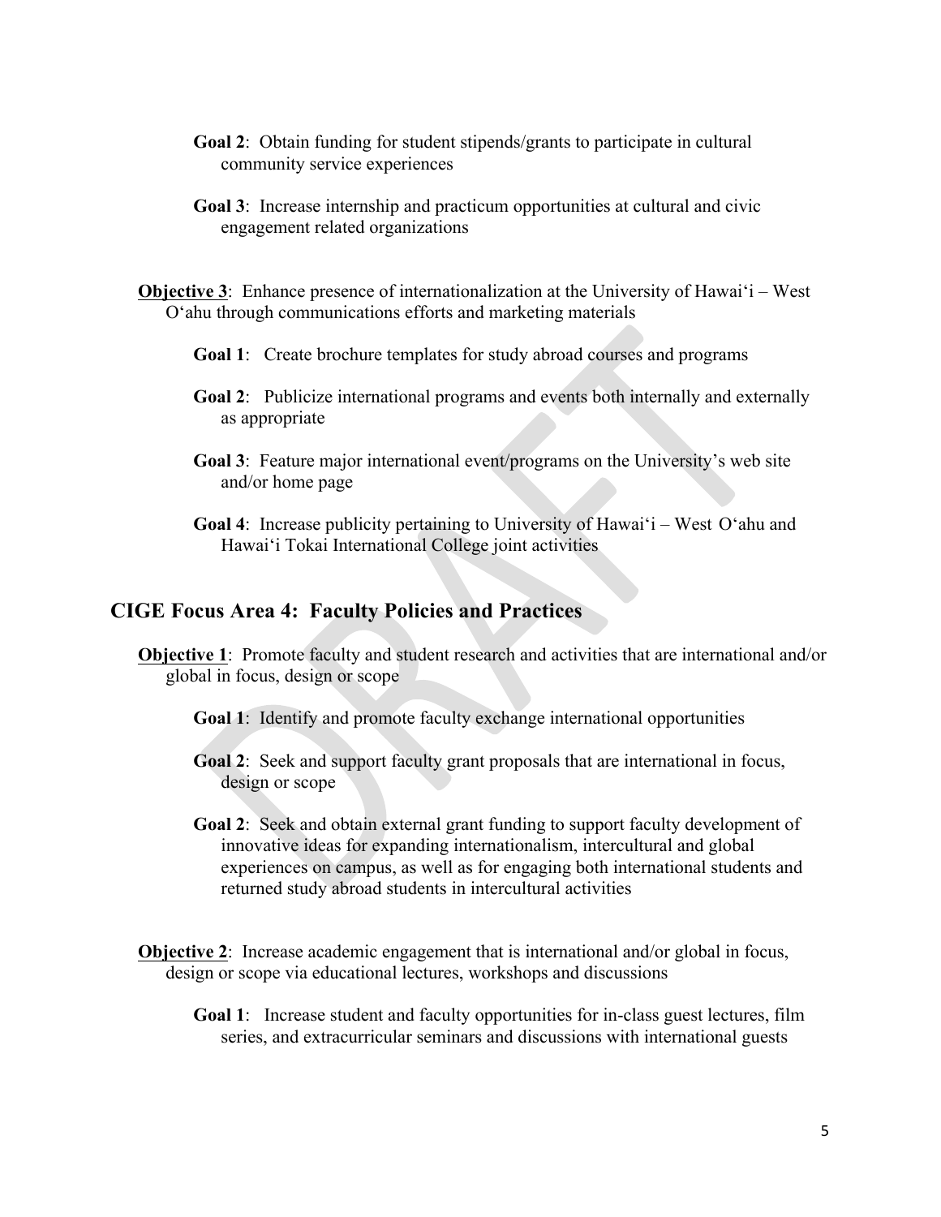**Goal 2**: Obtain funding for student stipends/grants to participate in cultural community service experiences

**Goal 3**: Increase internship and practicum opportunities at cultural and civic engagement related organizations

**Objective 3**: Enhance presence of internationalization at the University of Hawaiʻi – West Oʻahu through communications efforts and marketing materials

**Goal 1**: Create brochure templates for study abroad courses and programs

**Goal 2**: Publicize international programs and events both internally and externally as appropriate

**Goal 3**: Feature major international event/programs on the University's web site and/or home page

**Goal 4**: Increase publicity pertaining to University of Hawaiʻi – West Oʻahu and Hawaiʻi Tokai International College joint activities

## CIGE Focus Area 4: Faculty Policies and Practices

**Objective 1**: Promote faculty and student research and activities that are international and/or global in focus, design or scope

**Goal 1**: Identify and promote faculty exchange international opportunities

**Goal 2**: Seek and support faculty grant proposals that are international in focus, design or scope

**Goal 2**: Seek and obtain external grant funding to support faculty development of innovative ideas for expanding internationalism, intercultural and global experiences on campus, as well as for engaging both international students and returned study abroad students in intercultural activities

**Objective 2**: Increase academic engagement that is international and/or global in focus, design or scope via educational lectures, workshops and discussions

**Goal 1**: Increase student and faculty opportunities for in-class guest lectures, film series, and extracurricular seminars and discussions with international guests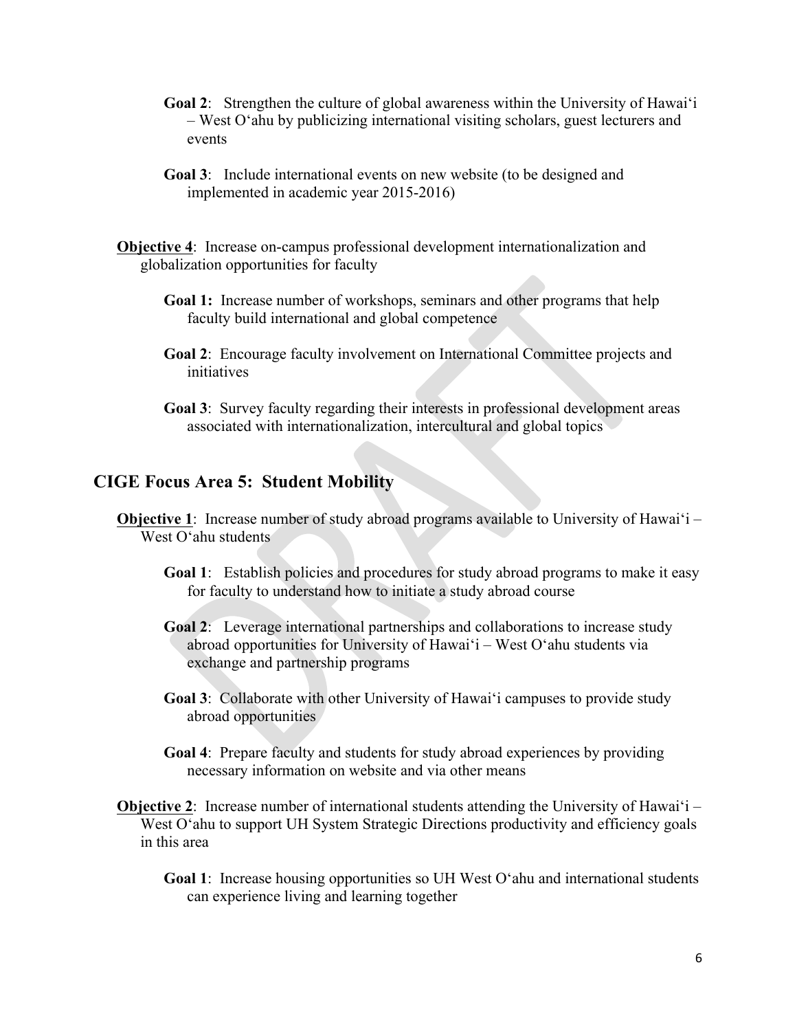**Goal 2**: Strengthen the culture of global awareness within the University of Hawai'i – West O'ahu by publicizing international visiting scholars, guest lecturers and events

**Goal 3**: Include international events on new website (to be designed and implemented in academic year 2015-2016)

**Objective 4**: Increase on-campus professional development internationalization and globalization opportunities for faculty

**Goal 1:** Increase number of workshops, seminars and other programs that help faculty build international and global competence

**Goal 2**: Encourage faculty involvement on International Committee projects and initiatives

**Goal 3**: Survey faculty regarding their interests in professional development areas associated with internationalization, intercultural and global topics

## CIGE Focus Area 5: Student Mobility

**Objective 1**: Increase number of study abroad programs available to University of Hawai'i – West O'ahu students

**Goal 1**: Establish policies and procedures for study abroad programs to make it easy for faculty to understand how to initiate a study abroad course

**Goal 2**: Leverage international partnerships and collaborations to increase study abroad opportunities for University of Hawai'i – West O'ahu students via exchange and partnership programs

**Goal 3**: Collaborate with other University of Hawai'i campuses to provide study abroad opportunities

**Goal 4**: Prepare faculty and students for study abroad experiences by providing necessary information on website and via other means

**Objective 2**: Increase number of international students attending the University of Hawai'i – West O'ahu to support UH System Strategic Directions productivity and efficiency goals in this area

**Goal 1**: Increase housing opportunities so UH West O'ahu and international students can experience living and learning together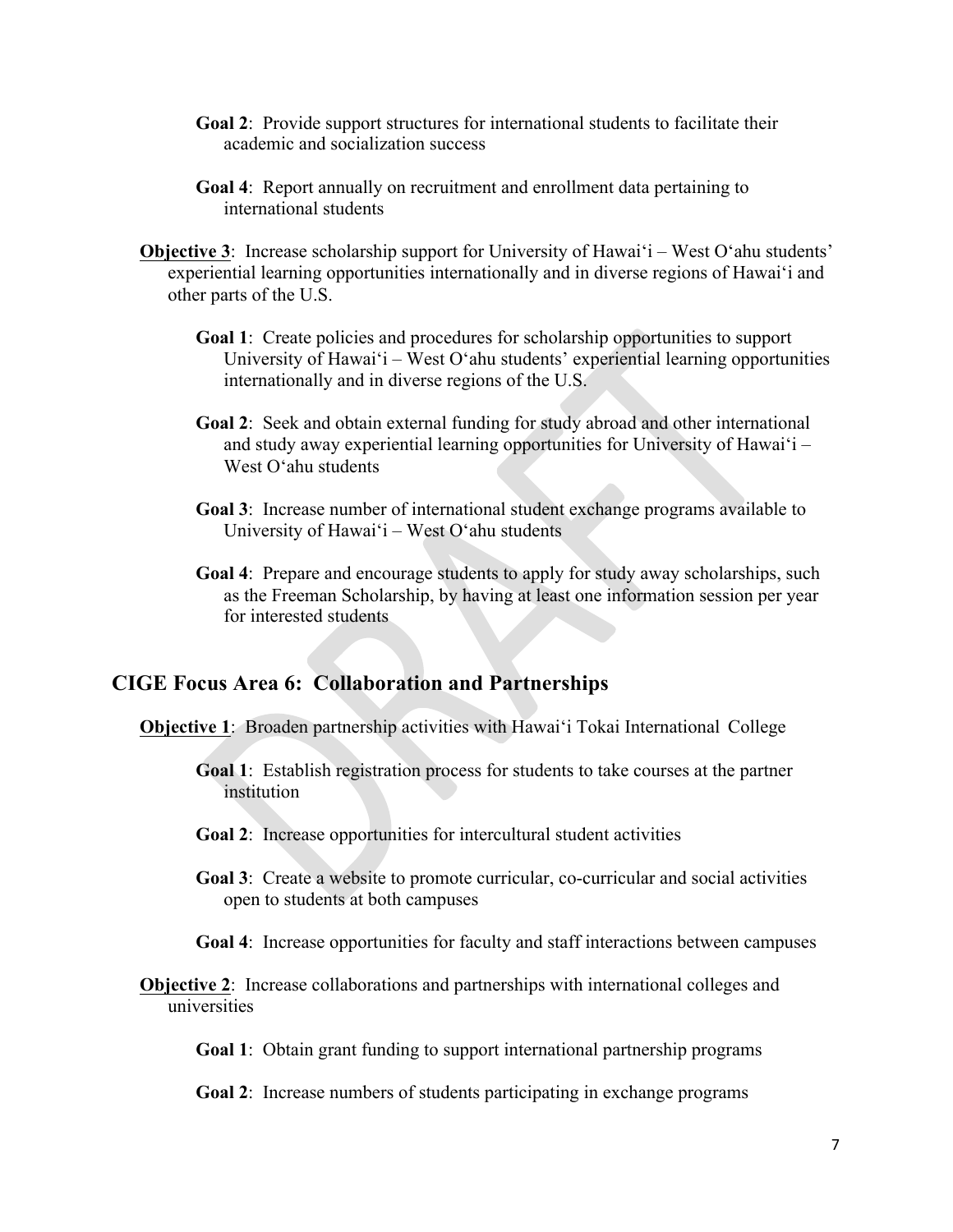**Goal 2**: Provide support structures for international students to facilitate their academic and socialization success

**Goal 4**: Report annually on recruitment and enrollment data pertaining to international students

**Objective 3**: Increase scholarship support for University of Hawaiʻi – West Oʻahu students' experiential learning opportunities internationally and in diverse regions of Hawaiʻi and other parts of the U.S.

**Goal 1**: Create policies and procedures for scholarship opportunities to support University of Hawaiʻi – West Oʻahu students' experiential learning opportunities internationally and in diverse regions of the U.S.

**Goal 2**: Seek and obtain external funding for study abroad and other international and study away experiential learning opportunities for University of Hawaiʻi – West Oʻahu students

**Goal 3**: Increase number of international student exchange programs available to University of Hawaiʻi – West Oʻahu students

**Goal 4**: Prepare and encourage students to apply for study away scholarships, such as the Freeman Scholarship, by having at least one information session per year for interested students

## CIGE Focus Area 6: Collaboration and Partnerships

**Objective 1**: Broaden partnership activities with Hawaiʻi Tokai International College

**Goal 1**: Establish registration process for students to take courses at the partner institution

**Goal 2**: Increase opportunities for intercultural student activities

**Goal 3**: Create a website to promote curricular, co-curricular and social activities open to students at both campuses

**Goal 4**: Increase opportunities for faculty and staff interactions between campuses

**Objective 2**: Increase collaborations and partnerships with international colleges and universities

**Goal 1**: Obtain grant funding to support international partnership programs

**Goal 2**: Increase numbers of students participating in exchange programs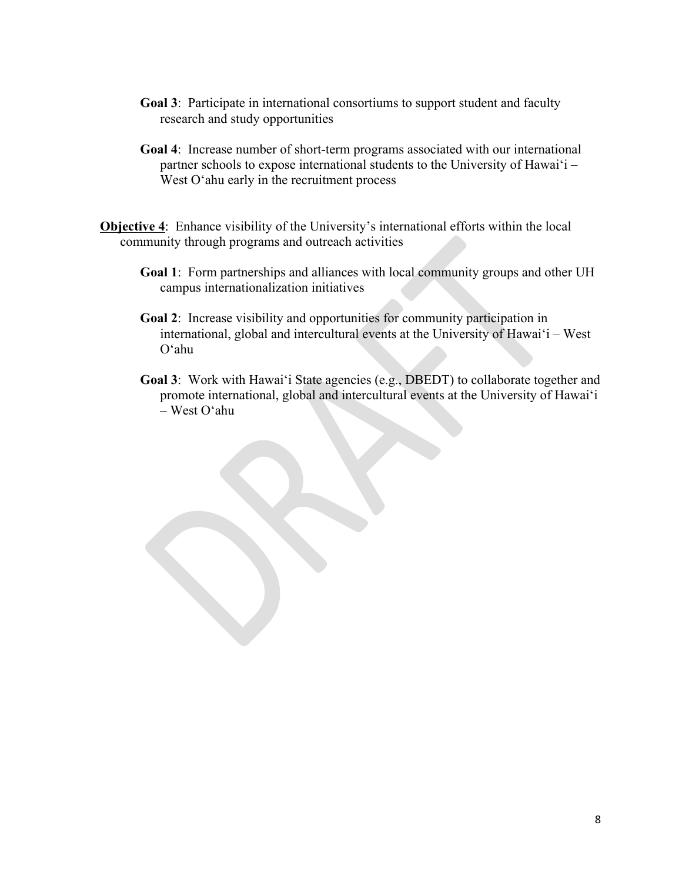**Goal 3**: Participate in international consortiums to support student and faculty research and study opportunities

**Goal 4**: Increase number of short-term programs associated with our international partner schools to expose international students to the University of Hawaiʻi – West Oʻahu early in the recruitment process

**<u>Objective 4</u>**: Enhance visibility of the University's international efforts within the local community through programs and outreach activities

**Goal 1**: Form partnerships and alliances with local community groups and other UH campus internationalization initiatives

**Goal 2**: Increase visibility and opportunities for community participation in international, global and intercultural events at the University of Hawaiʻi – West Oʻahu

**Goal 3**: Work with Hawaiʻi State agencies (e.g., DBEDT) to collaborate together and promote international, global and intercultural events at the University of Hawaiʻi – West Oʻahu